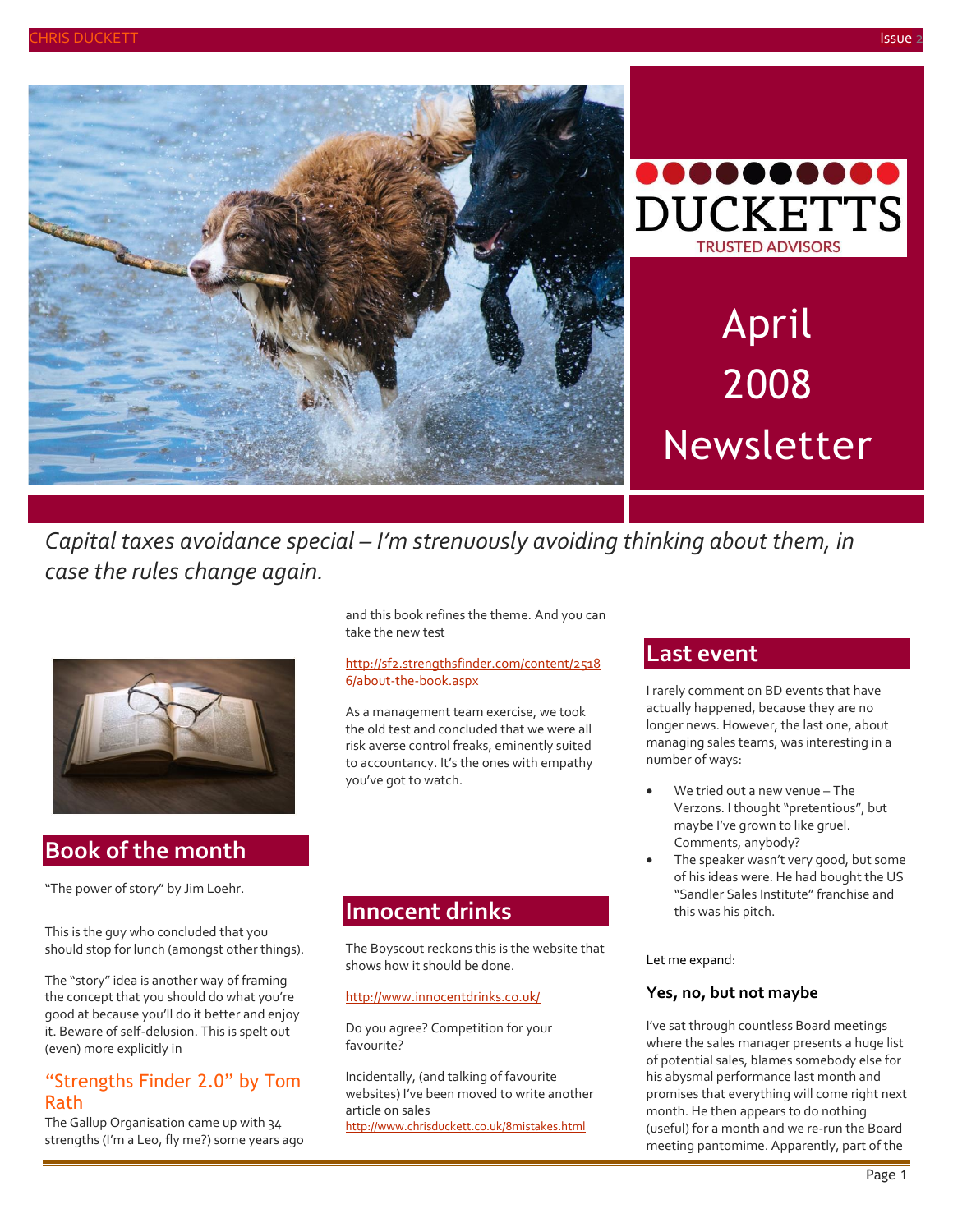DUCKETTS

TRUSTED ADVISORS

# April 2008 Newsletter

*Capital taxes avoidance special – I'm strenuously avoiding thinking about them, in case the rules change again.*

## Book of the month

"The power of story" by Jim Loehr.

This is the guy who concluded that you should stop for lunch (amongst other things).

The "story" idea is another way of framing the concept that you should do what you're good at because you'll do it better and enjoy it. Beware of self-delusion. This is spelt out (even) more explicitly in

### "Strengths Finder 2.0" by Tom Rath

The Gallup Organisation came up with 34 strengths (I'm a Leo, fly me?) some years ago and this book refines the theme. And you can take the new test

http://sf2.strengthsfinder.com/content/25186/about-the-book.aspx

As a management team exercise, we took the old test and concluded that we were all risk averse control freaks, eminently suited to accountancy. It's the ones with empathy you've got to watch.

## Innocent drinks

The Boyscout reckons this is the website that shows how it should be done.

http://www.innocentdrinks.co.uk/

Do you agree? Competition for your favourite?

Incidentally, (and talking of favourite websites) I've been moved to write another article on sales http://www.chrisduckett.co.uk/8mistakes.html

## Last event

I rarely comment on BD events that have actually happened, because they are no longer news. However, the last one, about managing sales teams, was interesting in a number of ways:

- We tried out a new venue – The Verzons. I thought "pretentious", but maybe I've grown to like gruel. Comments, anybody?
- The speaker wasn't very good, but some of his ideas were. He had bought the US "Sandler Sales Institute" franchise and this was his pitch.

Let me expand:

### Yes, no, but not maybe

I've sat through countless Board meetings where the sales manager presents a huge list of potential sales, blames somebody else for his abysmal performance last month and promises that everything will come right next month. He then appears to do nothing (useful) for a month and we re-run the Board meeting pantomime. Apparently, part of the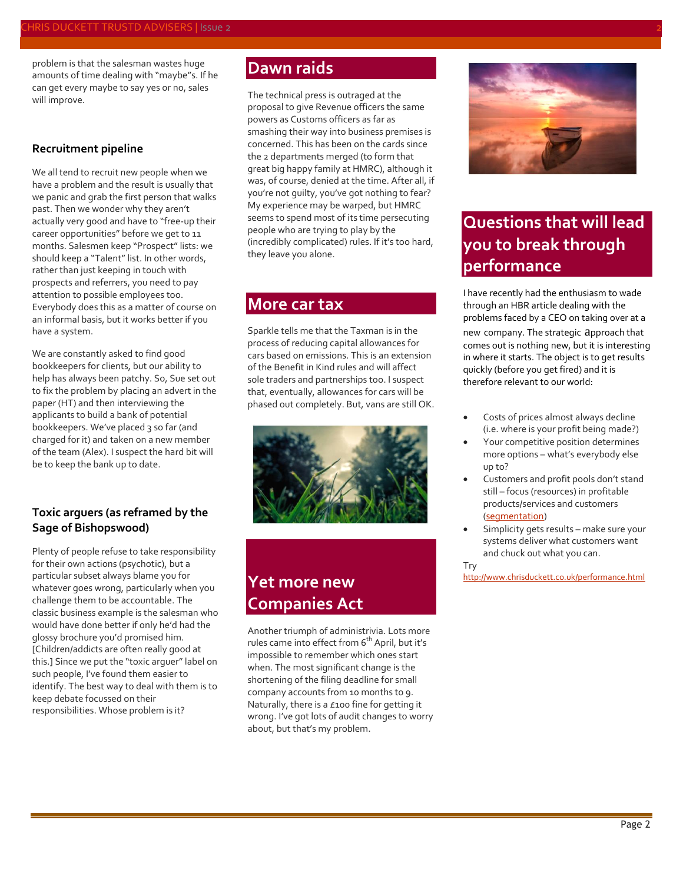problem is that the salesman wastes huge amounts of time dealing with "maybe"s. If he can get every maybe to say yes or no, sales will improve.

### Recruitment pipeline

We all tend to recruit new people when we have a problem and the result is usually that we panic and grab the first person that walks past. Then we wonder why they aren't actually very good and have to "free-up their career opportunities" before we get to 11 months. Salesmen keep "Prospect" lists: we should keep a "Talent" list. In other words, rather than just keeping in touch with prospects and referrers, you need to pay attention to possible employees too. Everybody does this as a matter of course on an informal basis, but it works better if you have a system.

We are constantly asked to find good bookkeepers for clients, but our ability to help has always been patchy. So, Sue set out to fix the problem by placing an advert in the paper (HT) and then interviewing the applicants to build a bank of potential bookkeepers. We've placed 3 so far (and charged for it) and taken on a new member of the team (Alex). I suspect the hard bit will be to keep the bank up to date.

### Toxic arguers (as reframed by the Sage of Bishopswood)

Plenty of people refuse to take responsibility for their own actions (psychotic), but a particular subset always blame you for whatever goes wrong, particularly when you challenge them to be accountable. The classic business example is the salesman who would have done better if only he'd had the glossy brochure you'd promised him. [Children/addicts are often really good at this.] Since we put the "toxic arguer" label on such people, I've found them easier to identify. The best way to deal with them is to keep debate focussed on their responsibilities. Whose problem is it?

## Dawn raids

The technical press is outraged at the proposal to give Revenue officers the same powers as Customs officers as far as smashing their way into business premises is concerned. This has been on the cards since the 2 departments merged (to form that great big happy family at HMRC), although it was, of course, denied at the time. After all, if you're not guilty, you've got nothing to fear? My experience may be warped, but HMRC seems to spend most of its time persecuting people who are trying to play by the (incredibly complicated) rules. If it's too hard, they leave you alone.

## More car tax

Sparkle tells me that the Taxman is in the process of reducing capital allowances for cars based on emissions. This is an extension of the Benefit in Kind rules and will affect sole traders and partnerships too. I suspect that, eventually, allowances for cars will be phased out completely. But, vans are still OK.

## Yet more new Companies Act

Another triumph of administrivia. Lots more rules came into effect from 6th April, but it's impossible to remember which ones start when. The most significant change is the shortening of the filing deadline for small company accounts from 10 months to 9. Naturally, there is a £100 fine for getting it wrong. I've got lots of audit changes to worry about, but that's my problem.

## Questions that will lead you to break through performance

I have recently had the enthusiasm to wade through an HBR article dealing with the problems faced by a CEO on taking over at a new company. The strategic approach that comes out is nothing new, but it is interesting in where it starts. The object is to get results quickly (before you get fired) and it is therefore relevant to our world:

- Costs of prices almost always decline (i.e. where is your profit being made?)
- Your competitive position determines more options – what's everybody else up to?
- Customers and profit pools don't stand still – focus (resources) in profitable products/services and customers (segmentation)
- Simplicity gets results – make sure your systems deliver what customers want and chuck out what you can.

Try http://www.chrisduckett.co.uk/performance.html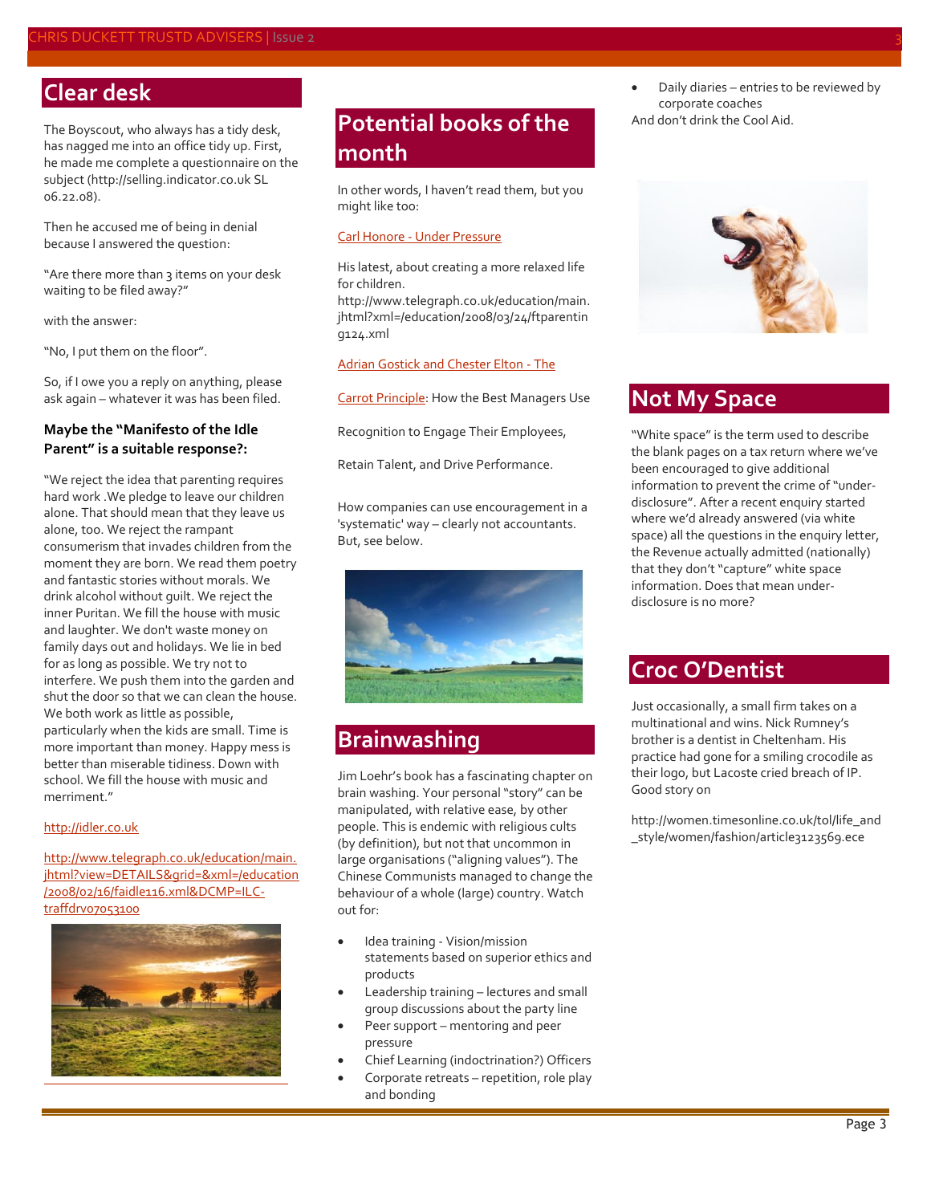## Clear desk

The Boyscout, who always has a tidy desk, has nagged me into an office tidy up. First, he made me complete a questionnaire on the subject (http://selling.indicator.co.uk SL 06.22.08).

Then he accused me of being in denial because I answered the question:

"Are there more than 3 items on your desk waiting to be filed away?"

with the answer:

"No, I put them on the floor".

So, if I owe you a reply on anything, please ask again – whatever it was has been filed.

### Maybe the "Manifesto of the Idle Parent" is a suitable response?:

"We reject the idea that parenting requires hard work .We pledge to leave our children alone. That should mean that they leave us alone, too. We reject the rampant consumerism that invades children from the moment they are born. We read them poetry and fantastic stories without morals. We drink alcohol without guilt. We reject the inner Puritan. We fill the house with music and laughter. We don't waste money on family days out and holidays. We lie in bed for as long as possible. We try not to interfere. We push them into the garden and shut the door so that we can clean the house. We both work as little as possible, particularly when the kids are small. Time is more important than money. Happy mess is better than miserable tidiness. Down with school. We fill the house with music and merriment."

http://idler.co.uk

http://www.telegraph.co.uk/education/main.jhtml?view=DETAILS&grid=&xml=/education/2008/02/16/faidle116.xml&DCMP=ILC-traffdrv07053100

## Potential books of the month

In other words, I haven't read them, but you might like too:

Carl Honore - Under Pressure

His latest, about creating a more relaxed life for children. http://www.telegraph.co.uk/education/main.jhtml?xml=/education/2008/03/24/ftparenting124.xml

Adrian Gostick and Chester Elton - The

Carrot Principle: How the Best Managers Use

Recognition to Engage Their Employees,

Retain Talent, and Drive Performance.

How companies can use encouragement in a 'systematic' way – clearly not accountants. But, see below.

## Brainwashing

Jim Loehr's book has a fascinating chapter on brain washing. Your personal "story" can be manipulated, with relative ease, by other people. This is endemic with religious cults (by definition), but not that uncommon in large organisations ("aligning values"). The Chinese Communists managed to change the behaviour of a whole (large) country. Watch out for:

- Idea training - Vision/mission statements based on superior ethics and products
- Leadership training – lectures and small group discussions about the party line
- Peer support – mentoring and peer pressure
- Chief Learning (indoctrination?) Officers
- Corporate retreats – repetition, role play and bonding
- Daily diaries – entries to be reviewed by corporate coaches

And don't drink the Cool Aid.

## Not My Space

"White space" is the term used to describe the blank pages on a tax return where we've been encouraged to give additional information to prevent the crime of "under-disclosure". After a recent enquiry started where we'd already answered (via white space) all the questions in the enquiry letter, the Revenue actually admitted (nationally) that they don't "capture" white space information. Does that mean under-disclosure is no more?

## Croc O'Dentist

Just occasionally, a small firm takes on a multinational and wins. Nick Rumney's brother is a dentist in Cheltenham. His practice had gone for a smiling crocodile as their logo, but Lacoste cried breach of IP. Good story on

http://women.timesonline.co.uk/tol/life_and_style/women/fashion/article3123569.ece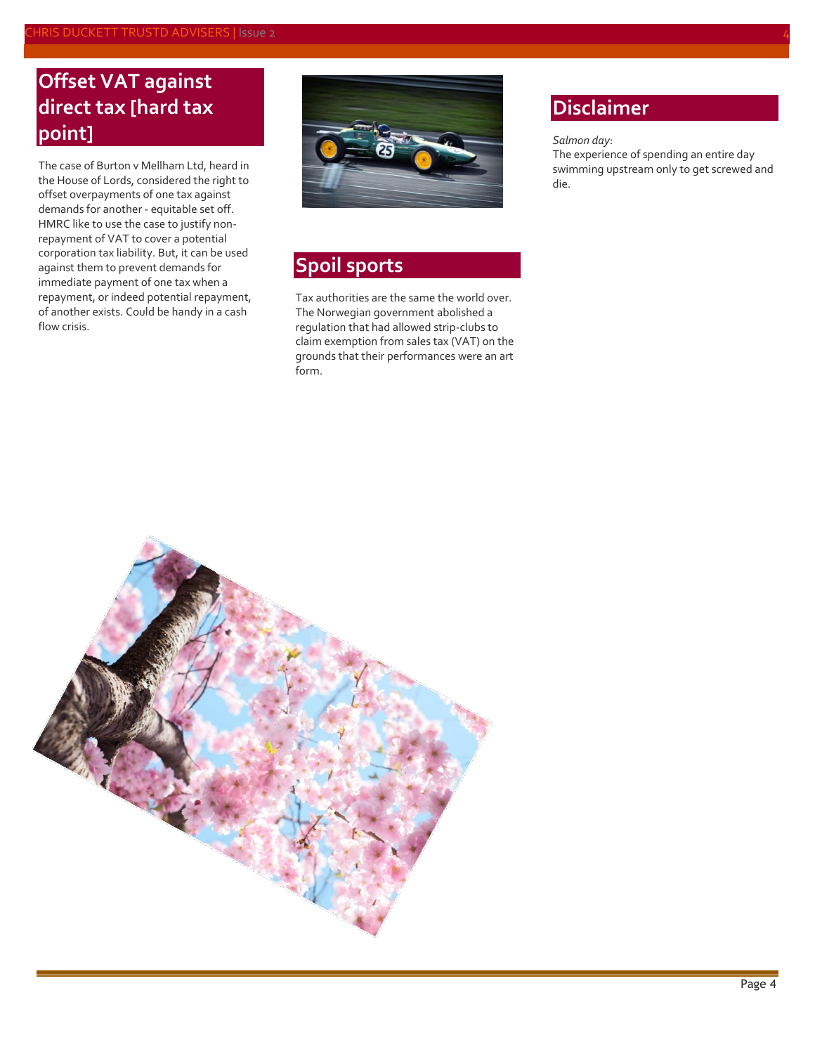## Offset VAT against direct tax [hard tax point]

The case of Burton v Mellham Ltd, heard in the House of Lords, considered the right to offset overpayments of one tax against demands for another - equitable set off. HMRC like to use the case to justify non-repayment of VAT to cover a potential corporation tax liability. But, it can be used against them to prevent demands for immediate payment of one tax when a repayment, or indeed potential repayment, of another exists. Could be handy in a cash flow crisis.

## Spoil sports

Tax authorities are the same the world over. The Norwegian government abolished a regulation that had allowed strip-clubs to claim exemption from sales tax (VAT) on the grounds that their performances were an art form.

## Disclaimer

*Salmon day*:
The experience of spending an entire day swimming upstream only to get screwed and die.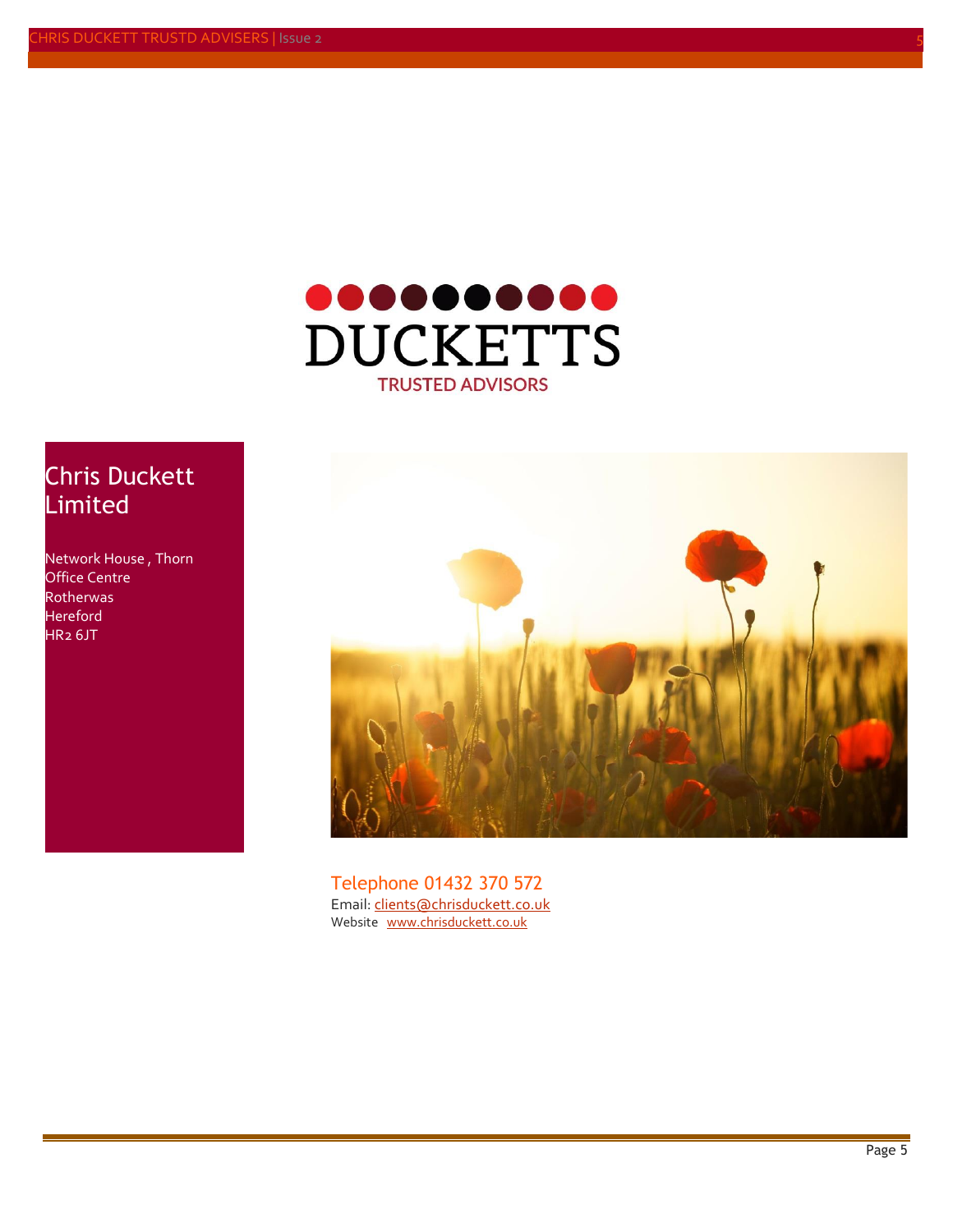DUCKETTS

TRUSTED ADVISORS

## Chris Duckett Limited

Network House , Thorn Office Centre
Rotherwas
Hereford
HR2 6JT

Telephone 01432 370 572
Email: clients@chrisduckett.co.uk
Website www.chrisduckett.co.uk